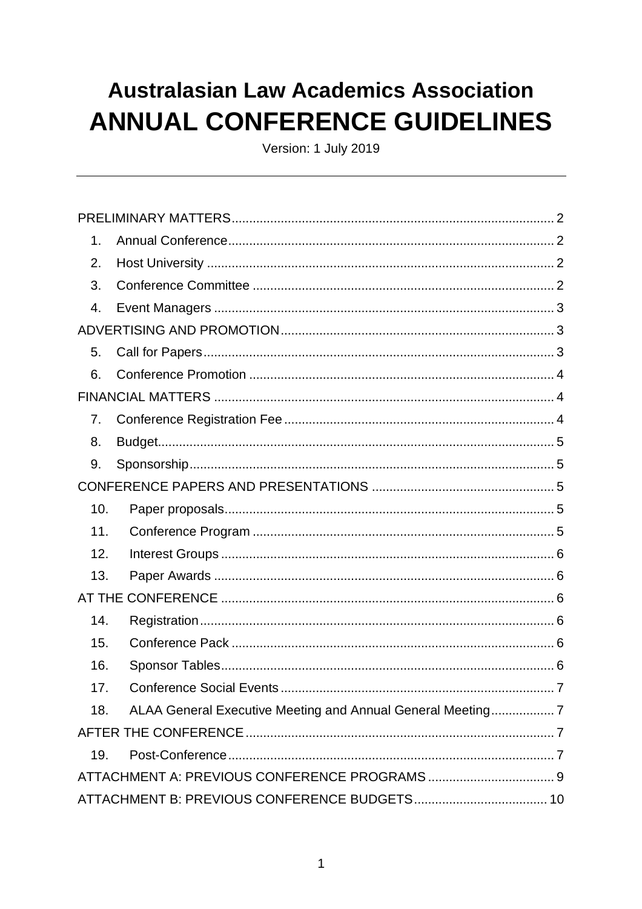# Australasian Law Academics Association
# ANNUAL CONFERENCE GUIDELINES

Version: 1 July 2019

---

PRELIMINARY MATTERS .......... 2
- 1. Annual Conference .......... 2
- 2. Host University .......... 2
- 3. Conference Committee .......... 2
- 4. Event Managers .......... 3

ADVERTISING AND PROMOTION .......... 3
- 5. Call for Papers .......... 3
- 6. Conference Promotion .......... 4

FINANCIAL MATTERS .......... 4
- 7. Conference Registration Fee .......... 4
- 8. Budget .......... 5
- 9. Sponsorship .......... 5

CONFERENCE PAPERS AND PRESENTATIONS .......... 5
- 10. Paper proposals .......... 5
- 11. Conference Program .......... 5
- 12. Interest Groups .......... 6
- 13. Paper Awards .......... 6

AT THE CONFERENCE .......... 6
- 14. Registration .......... 6
- 15. Conference Pack .......... 6
- 16. Sponsor Tables .......... 6
- 17. Conference Social Events .......... 7
- 18. ALAA General Executive Meeting and Annual General Meeting .......... 7

AFTER THE CONFERENCE .......... 7
- 19. Post-Conference .......... 7

ATTACHMENT A: PREVIOUS CONFERENCE PROGRAMS .......... 9

ATTACHMENT B: PREVIOUS CONFERENCE BUDGETS .......... 10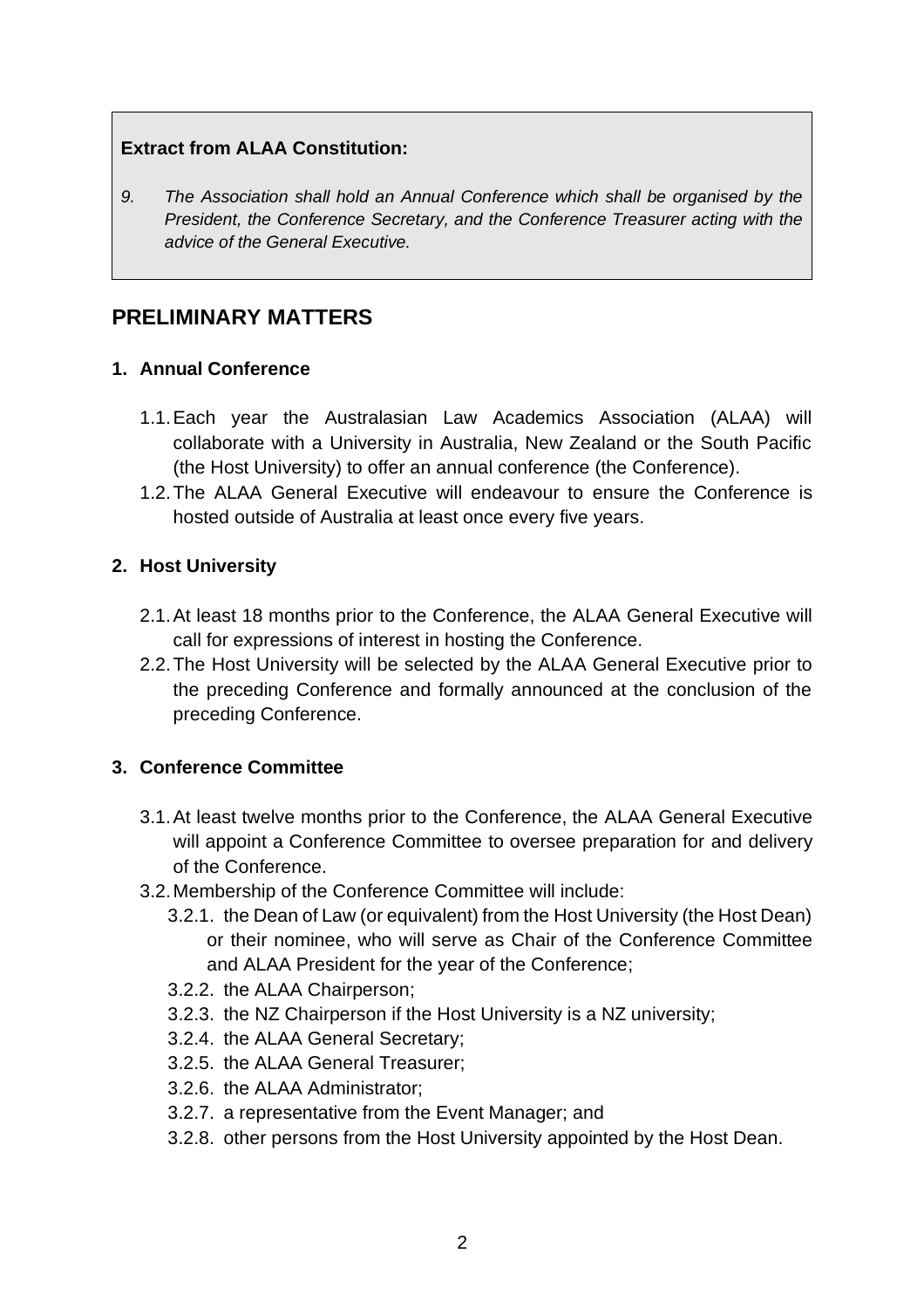> **Extract from ALAA Constitution:**
>
> *9. The Association shall hold an Annual Conference which shall be organised by the President, the Conference Secretary, and the Conference Treasurer acting with the advice of the General Executive.*

## PRELIMINARY MATTERS

### 1. Annual Conference

1.1. Each year the Australasian Law Academics Association (ALAA) will collaborate with a University in Australia, New Zealand or the South Pacific (the Host University) to offer an annual conference (the Conference).

1.2. The ALAA General Executive will endeavour to ensure the Conference is hosted outside of Australia at least once every five years.

### 2. Host University

2.1. At least 18 months prior to the Conference, the ALAA General Executive will call for expressions of interest in hosting the Conference.

2.2. The Host University will be selected by the ALAA General Executive prior to the preceding Conference and formally announced at the conclusion of the preceding Conference.

### 3. Conference Committee

3.1. At least twelve months prior to the Conference, the ALAA General Executive will appoint a Conference Committee to oversee preparation for and delivery of the Conference.

3.2. Membership of the Conference Committee will include:

- 3.2.1. the Dean of Law (or equivalent) from the Host University (the Host Dean) or their nominee, who will serve as Chair of the Conference Committee and ALAA President for the year of the Conference;
- 3.2.2. the ALAA Chairperson;
- 3.2.3. the NZ Chairperson if the Host University is a NZ university;
- 3.2.4. the ALAA General Secretary;
- 3.2.5. the ALAA General Treasurer;
- 3.2.6. the ALAA Administrator;
- 3.2.7. a representative from the Event Manager; and
- 3.2.8. other persons from the Host University appointed by the Host Dean.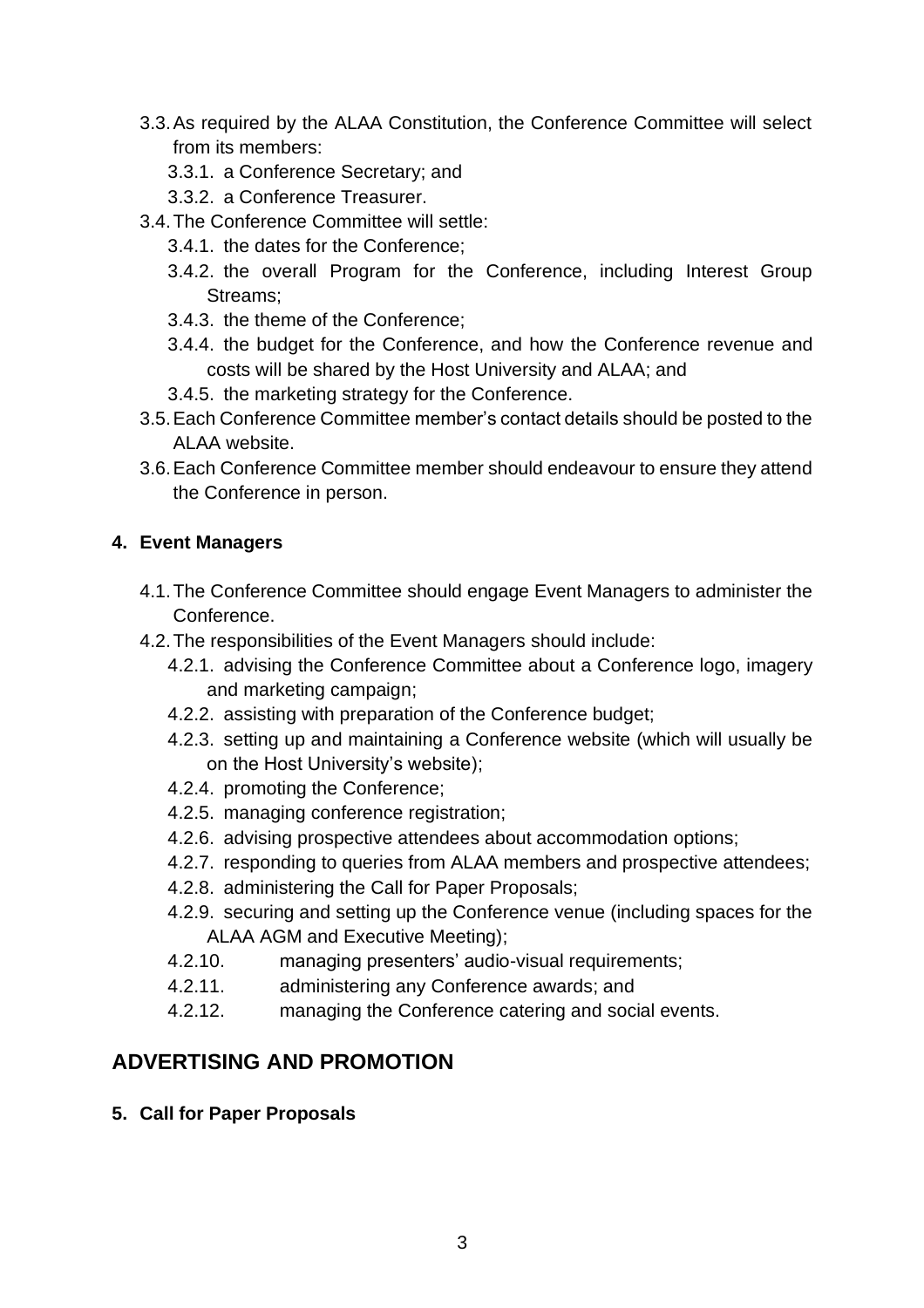3.3. As required by the ALAA Constitution, the Conference Committee will select from its members:

- 3.3.1. a Conference Secretary; and
- 3.3.2. a Conference Treasurer.

3.4. The Conference Committee will settle:

- 3.4.1. the dates for the Conference;
- 3.4.2. the overall Program for the Conference, including Interest Group Streams;
- 3.4.3. the theme of the Conference;
- 3.4.4. the budget for the Conference, and how the Conference revenue and costs will be shared by the Host University and ALAA; and
- 3.4.5. the marketing strategy for the Conference.

3.5. Each Conference Committee member's contact details should be posted to the ALAA website.

3.6. Each Conference Committee member should endeavour to ensure they attend the Conference in person.

### 4. Event Managers

4.1. The Conference Committee should engage Event Managers to administer the Conference.

4.2. The responsibilities of the Event Managers should include:

- 4.2.1. advising the Conference Committee about a Conference logo, imagery and marketing campaign;
- 4.2.2. assisting with preparation of the Conference budget;
- 4.2.3. setting up and maintaining a Conference website (which will usually be on the Host University's website);
- 4.2.4. promoting the Conference;
- 4.2.5. managing conference registration;
- 4.2.6. advising prospective attendees about accommodation options;
- 4.2.7. responding to queries from ALAA members and prospective attendees;
- 4.2.8. administering the Call for Paper Proposals;
- 4.2.9. securing and setting up the Conference venue (including spaces for the ALAA AGM and Executive Meeting);
- 4.2.10. managing presenters' audio-visual requirements;
- 4.2.11. administering any Conference awards; and
- 4.2.12. managing the Conference catering and social events.

## ADVERTISING AND PROMOTION

### 5. Call for Paper Proposals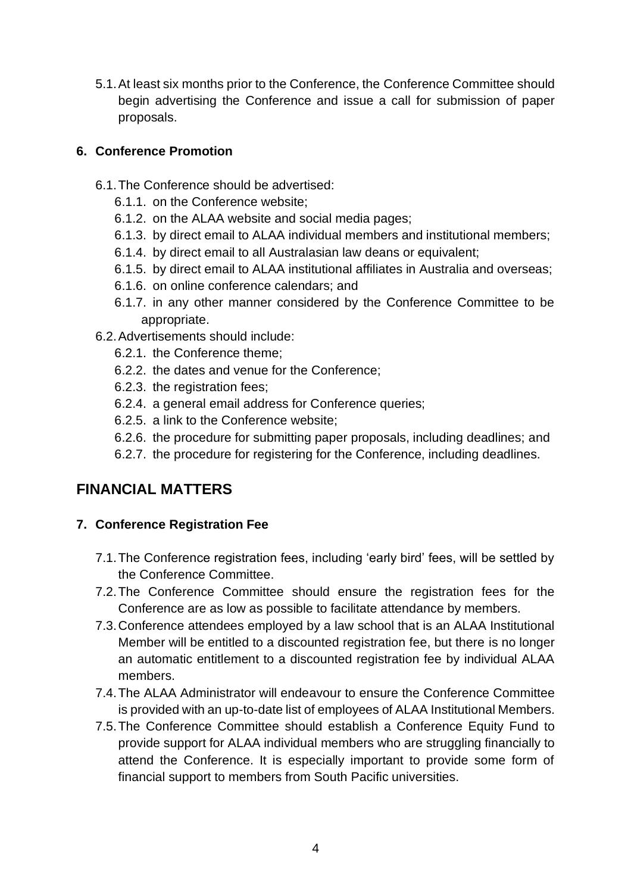5.1. At least six months prior to the Conference, the Conference Committee should begin advertising the Conference and issue a call for submission of paper proposals.

### 6. Conference Promotion

6.1. The Conference should be advertised:

6.1.1. on the Conference website;

6.1.2. on the ALAA website and social media pages;

6.1.3. by direct email to ALAA individual members and institutional members;

6.1.4. by direct email to all Australasian law deans or equivalent;

6.1.5. by direct email to ALAA institutional affiliates in Australia and overseas;

6.1.6. on online conference calendars; and

6.1.7. in any other manner considered by the Conference Committee to be appropriate.

6.2. Advertisements should include:

6.2.1. the Conference theme;

6.2.2. the dates and venue for the Conference;

6.2.3. the registration fees;

6.2.4. a general email address for Conference queries;

6.2.5. a link to the Conference website;

6.2.6. the procedure for submitting paper proposals, including deadlines; and

6.2.7. the procedure for registering for the Conference, including deadlines.

## FINANCIAL MATTERS

### 7. Conference Registration Fee

7.1. The Conference registration fees, including 'early bird' fees, will be settled by the Conference Committee.

7.2. The Conference Committee should ensure the registration fees for the Conference are as low as possible to facilitate attendance by members.

7.3. Conference attendees employed by a law school that is an ALAA Institutional Member will be entitled to a discounted registration fee, but there is no longer an automatic entitlement to a discounted registration fee by individual ALAA members.

7.4. The ALAA Administrator will endeavour to ensure the Conference Committee is provided with an up-to-date list of employees of ALAA Institutional Members.

7.5. The Conference Committee should establish a Conference Equity Fund to provide support for ALAA individual members who are struggling financially to attend the Conference. It is especially important to provide some form of financial support to members from South Pacific universities.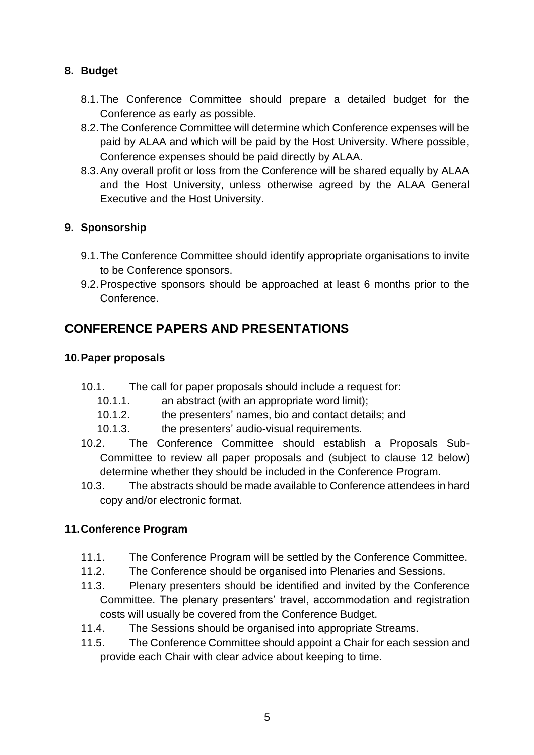### 8. Budget

8.1. The Conference Committee should prepare a detailed budget for the Conference as early as possible.

8.2. The Conference Committee will determine which Conference expenses will be paid by ALAA and which will be paid by the Host University. Where possible, Conference expenses should be paid directly by ALAA.

8.3. Any overall profit or loss from the Conference will be shared equally by ALAA and the Host University, unless otherwise agreed by the ALAA General Executive and the Host University.

### 9. Sponsorship

9.1. The Conference Committee should identify appropriate organisations to invite to be Conference sponsors.

9.2. Prospective sponsors should be approached at least 6 months prior to the Conference.

## CONFERENCE PAPERS AND PRESENTATIONS

### 10. Paper proposals

10.1. The call for paper proposals should include a request for:

- 10.1.1. an abstract (with an appropriate word limit);
- 10.1.2. the presenters' names, bio and contact details; and
- 10.1.3. the presenters' audio-visual requirements.

10.2. The Conference Committee should establish a Proposals Sub-Committee to review all paper proposals and (subject to clause 12 below) determine whether they should be included in the Conference Program.

10.3. The abstracts should be made available to Conference attendees in hard copy and/or electronic format.

### 11. Conference Program

11.1. The Conference Program will be settled by the Conference Committee.

11.2. The Conference should be organised into Plenaries and Sessions.

11.3. Plenary presenters should be identified and invited by the Conference Committee. The plenary presenters' travel, accommodation and registration costs will usually be covered from the Conference Budget.

11.4. The Sessions should be organised into appropriate Streams.

11.5. The Conference Committee should appoint a Chair for each session and provide each Chair with clear advice about keeping to time.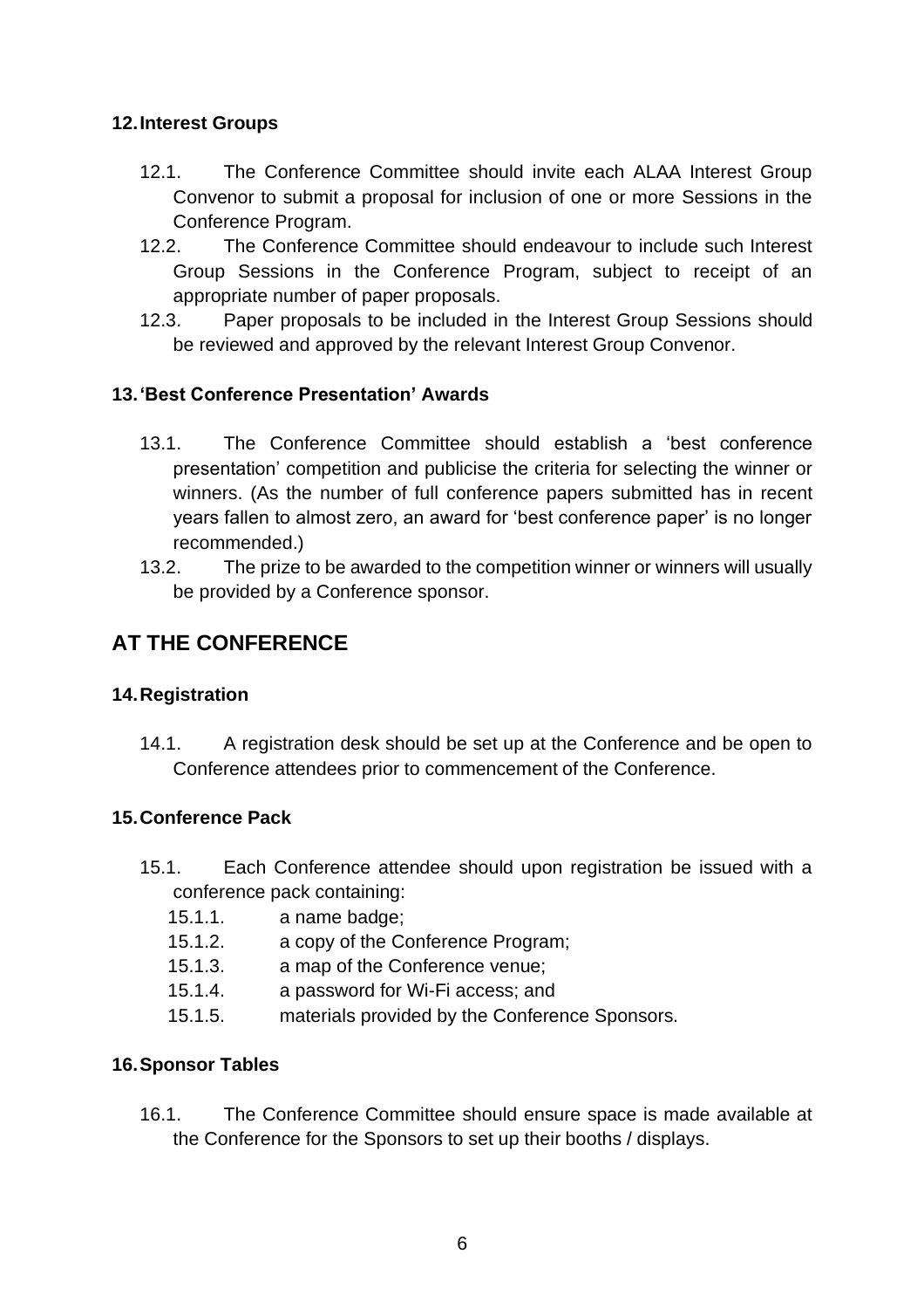### 12. Interest Groups

12.1. The Conference Committee should invite each ALAA Interest Group Convenor to submit a proposal for inclusion of one or more Sessions in the Conference Program.

12.2. The Conference Committee should endeavour to include such Interest Group Sessions in the Conference Program, subject to receipt of an appropriate number of paper proposals.

12.3. Paper proposals to be included in the Interest Group Sessions should be reviewed and approved by the relevant Interest Group Convenor.

### 13. 'Best Conference Presentation' Awards

13.1. The Conference Committee should establish a 'best conference presentation' competition and publicise the criteria for selecting the winner or winners. (As the number of full conference papers submitted has in recent years fallen to almost zero, an award for 'best conference paper' is no longer recommended.)

13.2. The prize to be awarded to the competition winner or winners will usually be provided by a Conference sponsor.

## AT THE CONFERENCE

### 14. Registration

14.1. A registration desk should be set up at the Conference and be open to Conference attendees prior to commencement of the Conference.

### 15. Conference Pack

15.1. Each Conference attendee should upon registration be issued with a conference pack containing:

- 15.1.1. a name badge;
- 15.1.2. a copy of the Conference Program;
- 15.1.3. a map of the Conference venue;
- 15.1.4. a password for Wi-Fi access; and
- 15.1.5. materials provided by the Conference Sponsors.

### 16. Sponsor Tables

16.1. The Conference Committee should ensure space is made available at the Conference for the Sponsors to set up their booths / displays.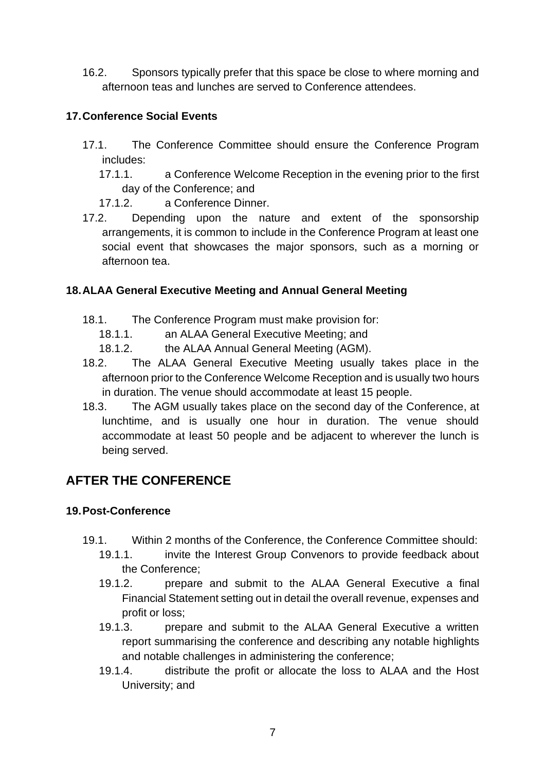16.2. Sponsors typically prefer that this space be close to where morning and afternoon teas and lunches are served to Conference attendees.

### 17. Conference Social Events

17.1. The Conference Committee should ensure the Conference Program includes:

17.1.1. a Conference Welcome Reception in the evening prior to the first day of the Conference; and

17.1.2. a Conference Dinner.

17.2. Depending upon the nature and extent of the sponsorship arrangements, it is common to include in the Conference Program at least one social event that showcases the major sponsors, such as a morning or afternoon tea.

### 18. ALAA General Executive Meeting and Annual General Meeting

18.1. The Conference Program must make provision for:

18.1.1. an ALAA General Executive Meeting; and

18.1.2. the ALAA Annual General Meeting (AGM).

18.2. The ALAA General Executive Meeting usually takes place in the afternoon prior to the Conference Welcome Reception and is usually two hours in duration. The venue should accommodate at least 15 people.

18.3. The AGM usually takes place on the second day of the Conference, at lunchtime, and is usually one hour in duration. The venue should accommodate at least 50 people and be adjacent to wherever the lunch is being served.

## AFTER THE CONFERENCE

### 19. Post-Conference

19.1. Within 2 months of the Conference, the Conference Committee should:

19.1.1. invite the Interest Group Convenors to provide feedback about the Conference;

19.1.2. prepare and submit to the ALAA General Executive a final Financial Statement setting out in detail the overall revenue, expenses and profit or loss;

19.1.3. prepare and submit to the ALAA General Executive a written report summarising the conference and describing any notable highlights and notable challenges in administering the conference;

19.1.4. distribute the profit or allocate the loss to ALAA and the Host University; and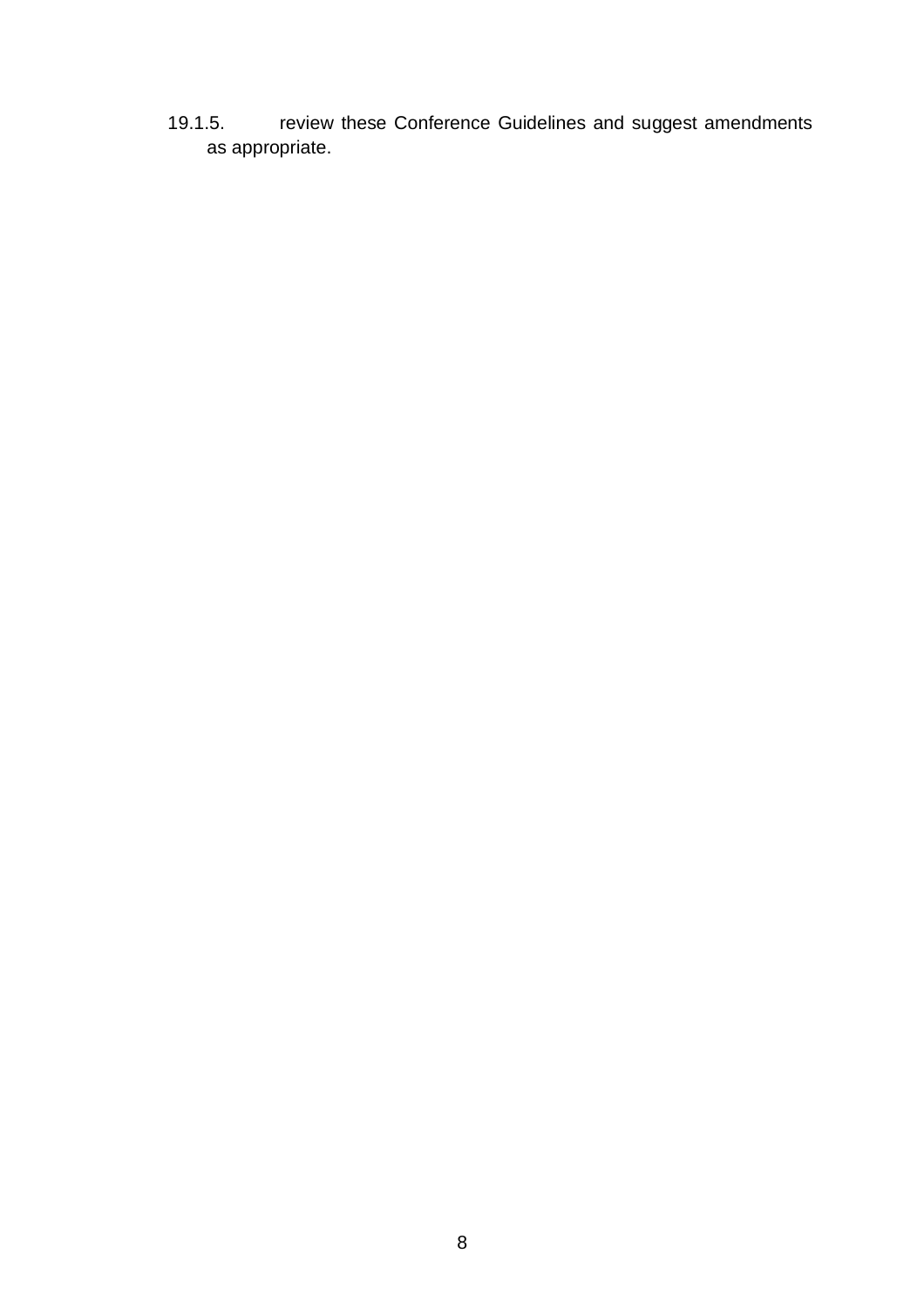19.1.5. review these Conference Guidelines and suggest amendments as appropriate.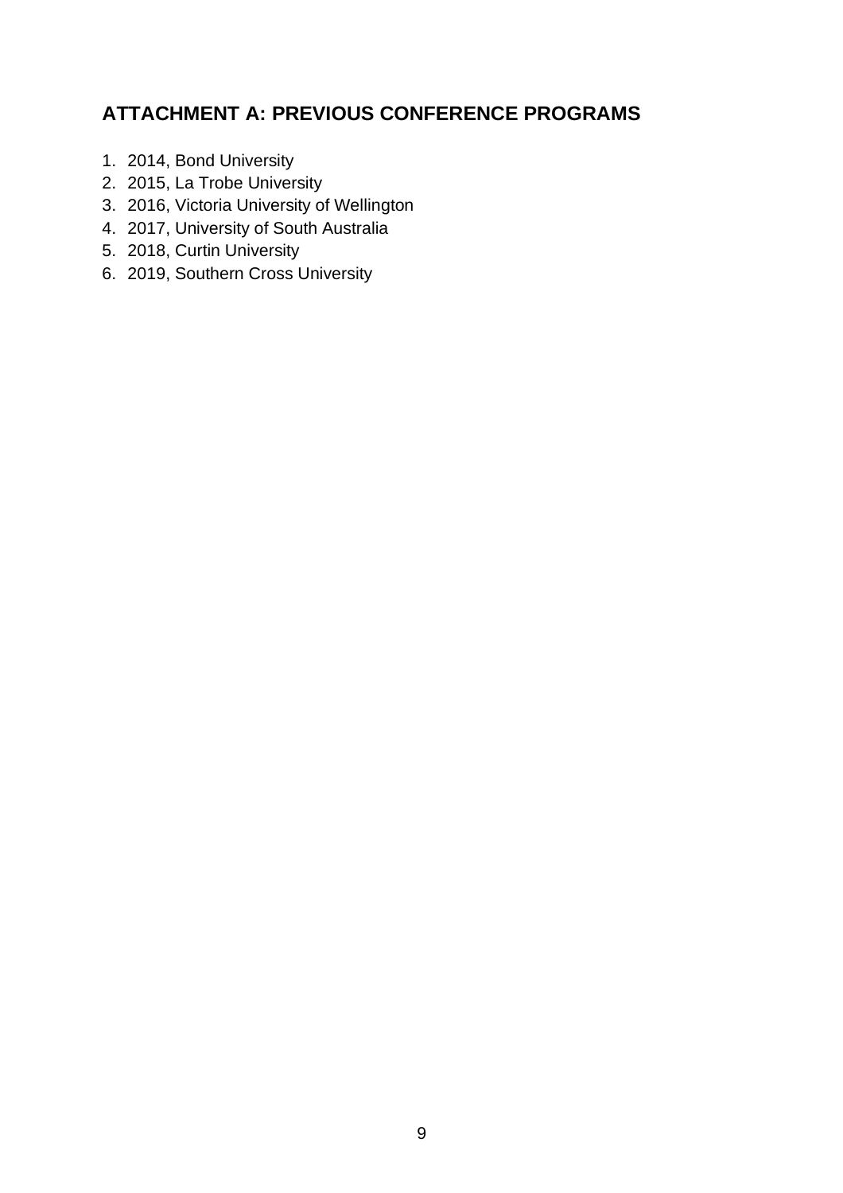## ATTACHMENT A: PREVIOUS CONFERENCE PROGRAMS

1. 2014, Bond University
2. 2015, La Trobe University
3. 2016, Victoria University of Wellington
4. 2017, University of South Australia
5. 2018, Curtin University
6. 2019, Southern Cross University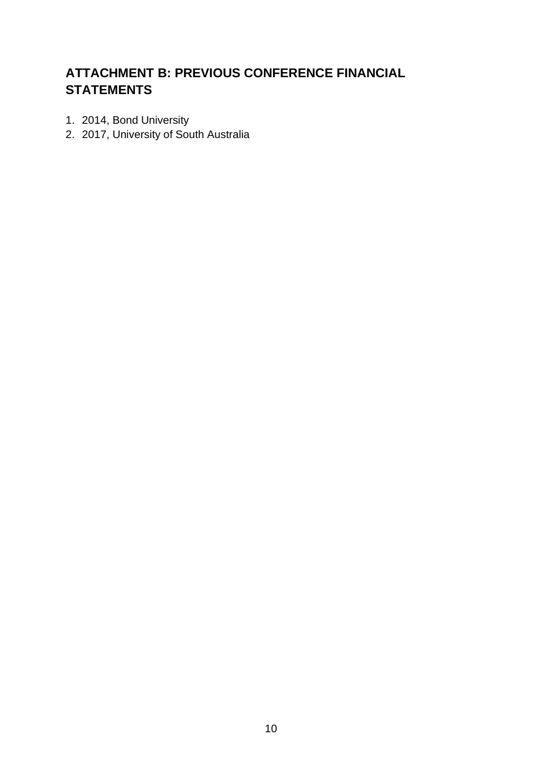## ATTACHMENT B: PREVIOUS CONFERENCE FINANCIAL STATEMENTS

1. 2014, Bond University
2. 2017, University of South Australia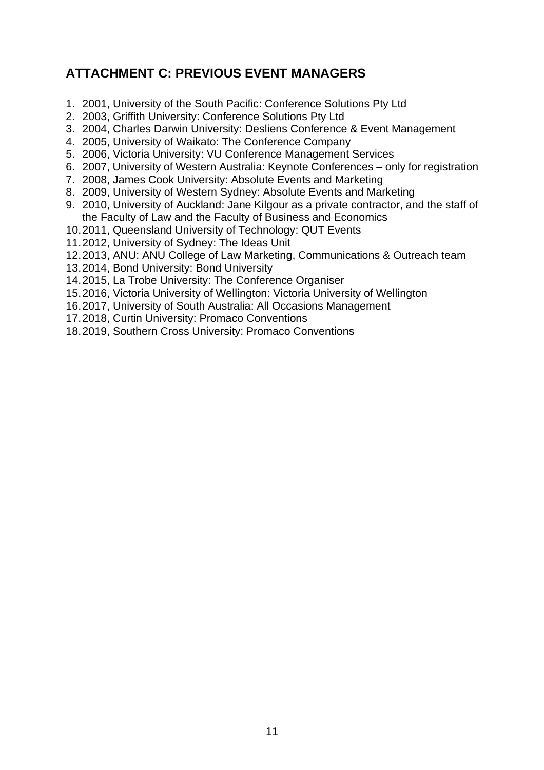## ATTACHMENT C: PREVIOUS EVENT MANAGERS

1. 2001, University of the South Pacific: Conference Solutions Pty Ltd
2. 2003, Griffith University: Conference Solutions Pty Ltd
3. 2004, Charles Darwin University: Desliens Conference & Event Management
4. 2005, University of Waikato: The Conference Company
5. 2006, Victoria University: VU Conference Management Services
6. 2007, University of Western Australia: Keynote Conferences – only for registration
7. 2008, James Cook University: Absolute Events and Marketing
8. 2009, University of Western Sydney: Absolute Events and Marketing
9. 2010, University of Auckland: Jane Kilgour as a private contractor, and the staff of the Faculty of Law and the Faculty of Business and Economics
10. 2011, Queensland University of Technology: QUT Events
11. 2012, University of Sydney: The Ideas Unit
12. 2013, ANU: ANU College of Law Marketing, Communications & Outreach team
13. 2014, Bond University: Bond University
14. 2015, La Trobe University: The Conference Organiser
15. 2016, Victoria University of Wellington: Victoria University of Wellington
16. 2017, University of South Australia: All Occasions Management
17. 2018, Curtin University: Promaco Conventions
18. 2019, Southern Cross University: Promaco Conventions